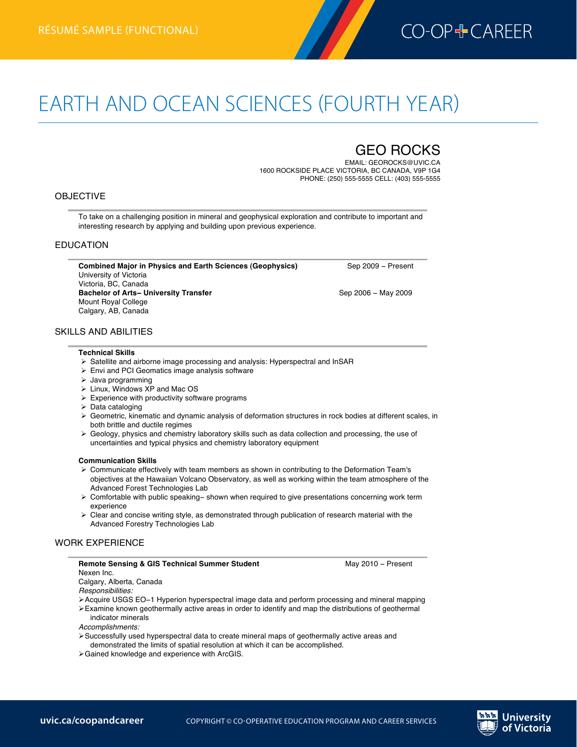RÉSUMÉ SAMPLE (FUNCTIONAL)

CO-OP + CAREER

# EARTH AND OCEAN SCIENCES (FOURTH YEAR)

## GEO ROCKS

EMAIL: GEOROCKS@UVIC.CA
1600 ROCKSIDE PLACE VICTORIA, BC CANADA, V9P 1G4
PHONE: (250) 555-5555 CELL: (403) 555-5555

### OBJECTIVE

To take on a challenging position in mineral and geophysical exploration and contribute to important and interesting research by applying and building upon previous experience.

### EDUCATION

**Combined Major in Physics and Earth Sciences (Geophysics)** Sep 2009 – Present
University of Victoria
Victoria, BC, Canada

**Bachelor of Arts– University Transfer** Sep 2006 – May 2009
Mount Royal College
Calgary, AB, Canada

### SKILLS AND ABILITIES

**Technical Skills**

- Satellite and airborne image processing and analysis: Hyperspectral and InSAR
- Envi and PCI Geomatics image analysis software
- Java programming
- Linux, Windows XP and Mac OS
- Experience with productivity software programs
- Data cataloging
- Geometric, kinematic and dynamic analysis of deformation structures in rock bodies at different scales, in both brittle and ductile regimes
- Geology, physics and chemistry laboratory skills such as data collection and processing, the use of uncertainties and typical physics and chemistry laboratory equipment

**Communication Skills**

- Communicate effectively with team members as shown in contributing to the Deformation Team's objectives at the Hawaiian Volcano Observatory, as well as working within the team atmosphere of the Advanced Forest Technologies Lab
- Comfortable with public speaking– shown when required to give presentations concerning work term experience
- Clear and concise writing style, as demonstrated through publication of research material with the Advanced Forestry Technologies Lab

### WORK EXPERIENCE

**Remote Sensing & GIS Technical Summer Student** May 2010 – Present
Nexen Inc.
Calgary, Alberta, Canada

*Responsibilities:*

- Acquire USGS EO–1 Hyperion hyperspectral image data and perform processing and mineral mapping
- Examine known geothermally active areas in order to identify and map the distributions of geothermal indicator minerals

*Accomplishments:*

- Successfully used hyperspectral data to create mineral maps of geothermally active areas and demonstrated the limits of spatial resolution at which it can be accomplished.
- Gained knowledge and experience with ArcGIS.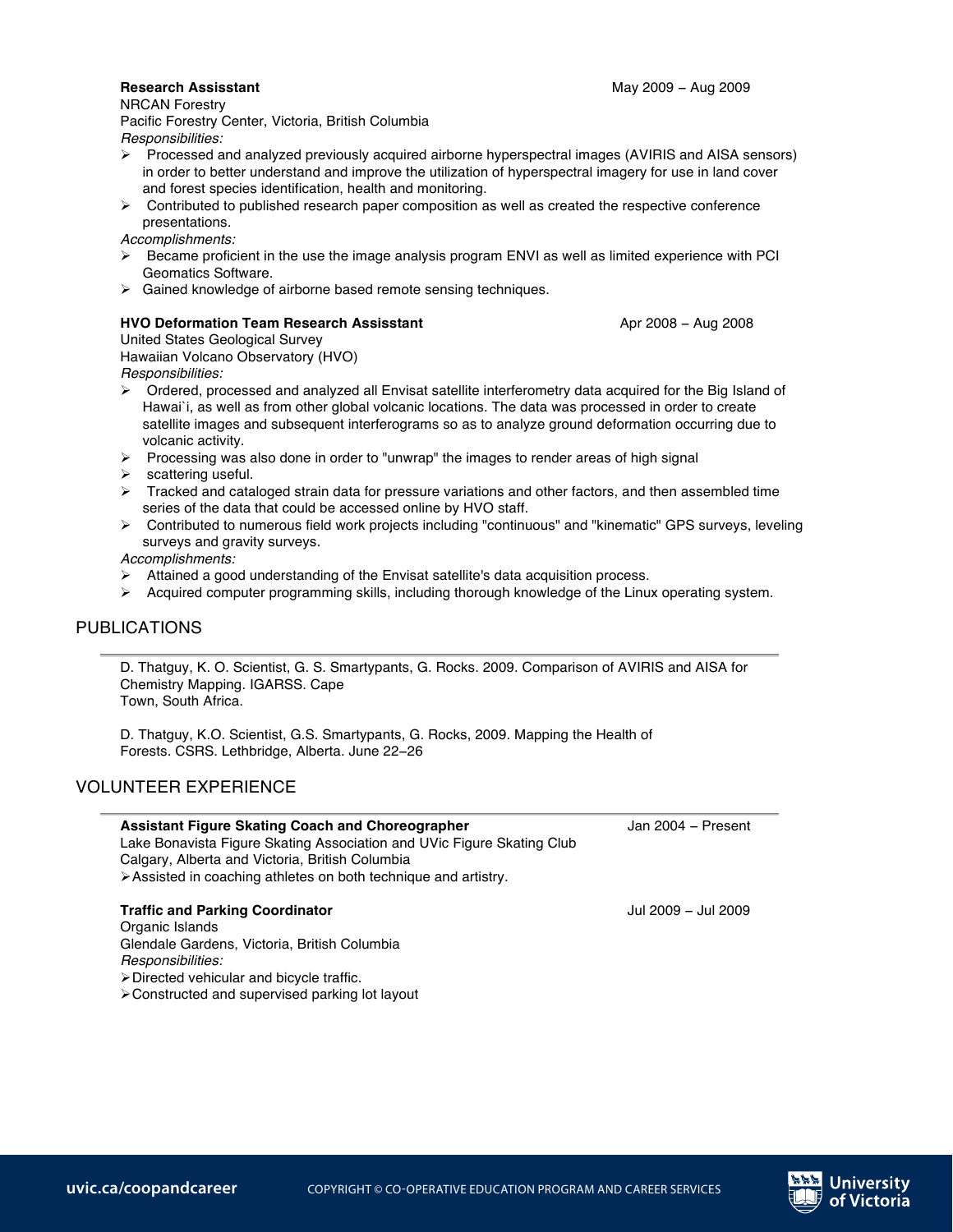**Research Assisstant** May 2009 – Aug 2009
NRCAN Forestry
Pacific Forestry Center, Victoria, British Columbia
*Responsibilities:*

- Processed and analyzed previously acquired airborne hyperspectral images (AVIRIS and AISA sensors) in order to better understand and improve the utilization of hyperspectral imagery for use in land cover and forest species identification, health and monitoring.
- Contributed to published research paper composition as well as created the respective conference presentations.

*Accomplishments:*

- Became proficient in the use the image analysis program ENVI as well as limited experience with PCI Geomatics Software.
- Gained knowledge of airborne based remote sensing techniques.

**HVO Deformation Team Research Assisstant** Apr 2008 – Aug 2008
United States Geological Survey
Hawaiian Volcano Observatory (HVO)
*Responsibilities:*

- Ordered, processed and analyzed all Envisat satellite interferometry data acquired for the Big Island of Hawai`i, as well as from other global volcanic locations. The data was processed in order to create satellite images and subsequent interferograms so as to analyze ground deformation occurring due to volcanic activity.
- Processing was also done in order to "unwrap" the images to render areas of high signal
- scattering useful.
- Tracked and cataloged strain data for pressure variations and other factors, and then assembled time series of the data that could be accessed online by HVO staff.
- Contributed to numerous field work projects including "continuous" and "kinematic" GPS surveys, leveling surveys and gravity surveys.

*Accomplishments:*

- Attained a good understanding of the Envisat satellite's data acquisition process.
- Acquired computer programming skills, including thorough knowledge of the Linux operating system.

## PUBLICATIONS

D. Thatguy, K. O. Scientist, G. S. Smartypants, G. Rocks. 2009. Comparison of AVIRIS and AISA for Chemistry Mapping. IGARSS. Cape Town, South Africa.

D. Thatguy, K.O. Scientist, G.S. Smartypants, G. Rocks, 2009. Mapping the Health of Forests. CSRS. Lethbridge, Alberta. June 22–26

## VOLUNTEER EXPERIENCE

**Assistant Figure Skating Coach and Choreographer** Jan 2004 – Present
Lake Bonavista Figure Skating Association and UVic Figure Skating Club
Calgary, Alberta and Victoria, British Columbia

- Assisted in coaching athletes on both technique and artistry.

**Traffic and Parking Coordinator** Jul 2009 – Jul 2009
Organic Islands
Glendale Gardens, Victoria, British Columbia
*Responsibilities:*

- Directed vehicular and bicycle traffic.
- Constructed and supervised parking lot layout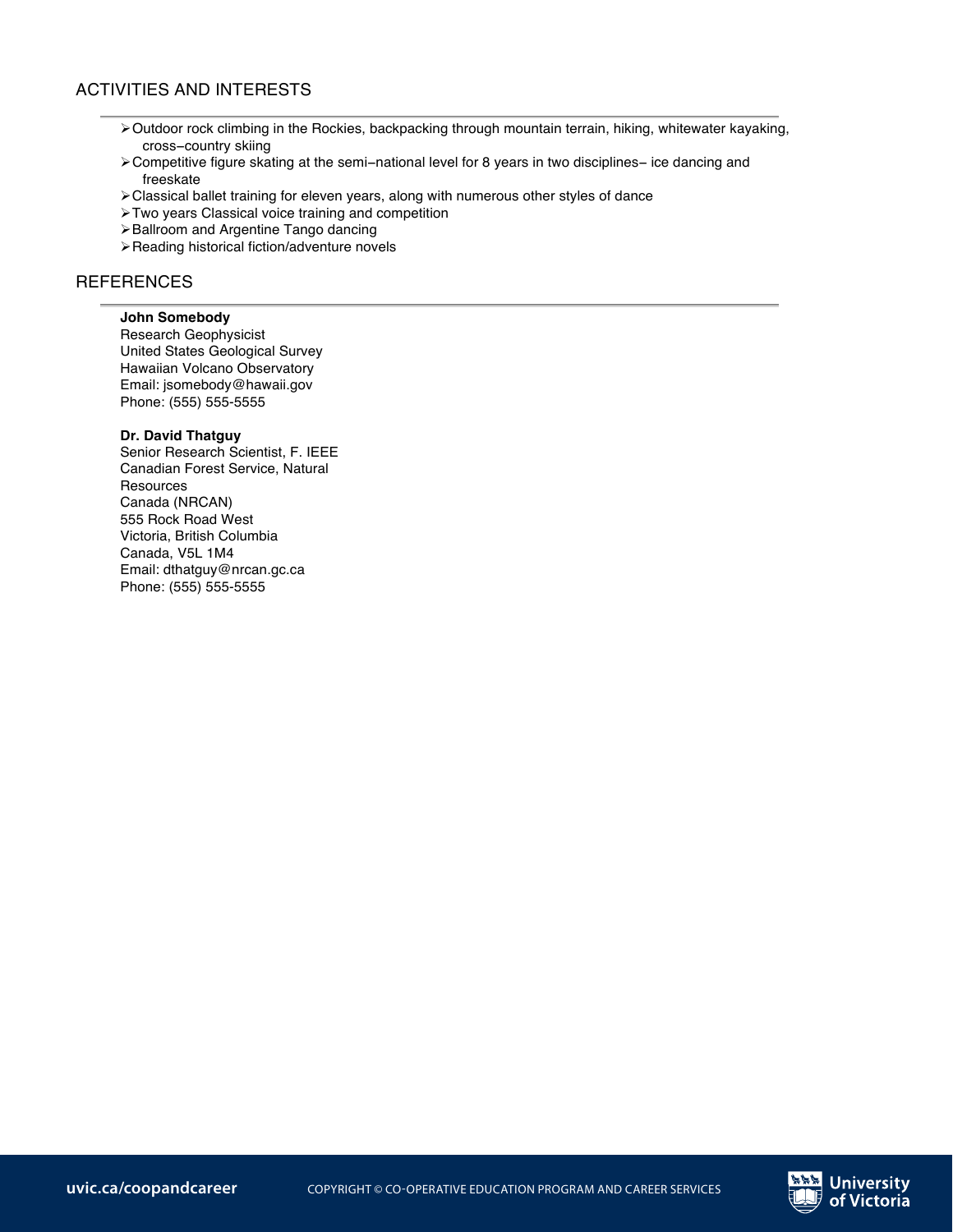## ACTIVITIES AND INTERESTS

- Outdoor rock climbing in the Rockies, backpacking through mountain terrain, hiking, whitewater kayaking, cross–country skiing
- Competitive figure skating at the semi–national level for 8 years in two disciplines– ice dancing and freeskate
- Classical ballet training for eleven years, along with numerous other styles of dance
- Two years Classical voice training and competition
- Ballroom and Argentine Tango dancing
- Reading historical fiction/adventure novels

## REFERENCES

**John Somebody**
Research Geophysicist
United States Geological Survey
Hawaiian Volcano Observatory
Email: jsomebody@hawaii.gov
Phone: (555) 555-5555

**Dr. David Thatguy**
Senior Research Scientist, F. IEEE
Canadian Forest Service, Natural Resources
Canada (NRCAN)
555 Rock Road West
Victoria, British Columbia
Canada, V5L 1M4
Email: dthatguy@nrcan.gc.ca
Phone: (555) 555-5555